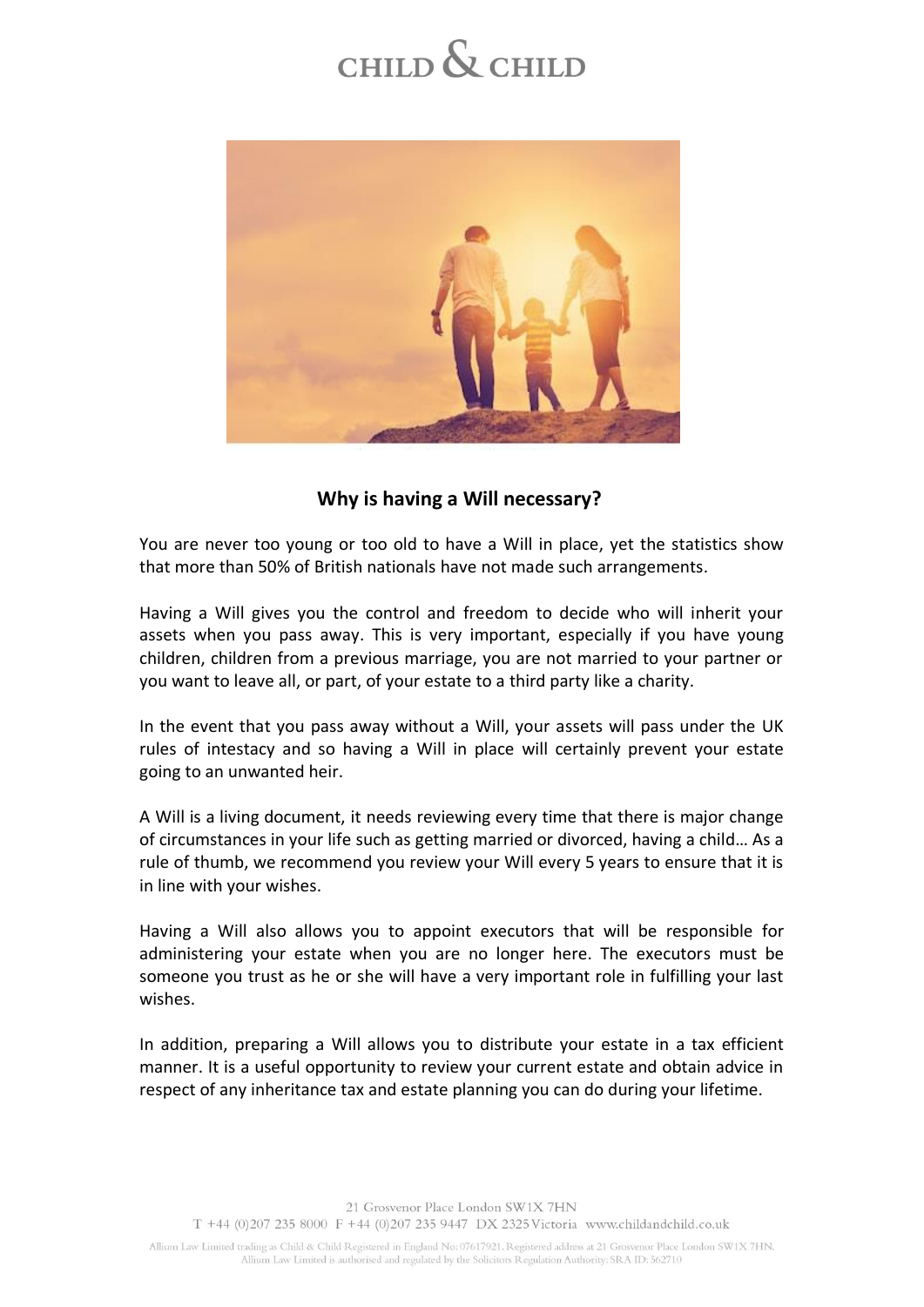# Why is having a Will necessary?

You are never too young or too old to have a Will in place, yet the statistics show that more than 50% of British nationals have not made such arrangements.

Having a Will gives you the control and freedom to decide who will inherit your assets when you pass away. This is very important, especially if you have young children, children from a previous marriage, you are not married to your partner or you want to leave all, or part, of your estate to a third party like a charity.

In the event that you pass away without a Will, your assets will pass under the UK rules of intestacy and so having a Will in place will certainly prevent your estate going to an unwanted heir.

A Will is a living document, it needs reviewing every time that there is major change of circumstances in your life such as getting married or divorced, having a child… As a rule of thumb, we recommend you review your Will every 5 years to ensure that it is in line with your wishes.

Having a Will also allows you to appoint executors that will be responsible for administering your estate when you are no longer here. The executors must be someone you trust as he or she will have a very important role in fulfilling your last wishes.

In addition, preparing a Will allows you to distribute your estate in a tax efficient manner. It is a useful opportunity to review your current estate and obtain advice in respect of any inheritance tax and estate planning you can do during your lifetime.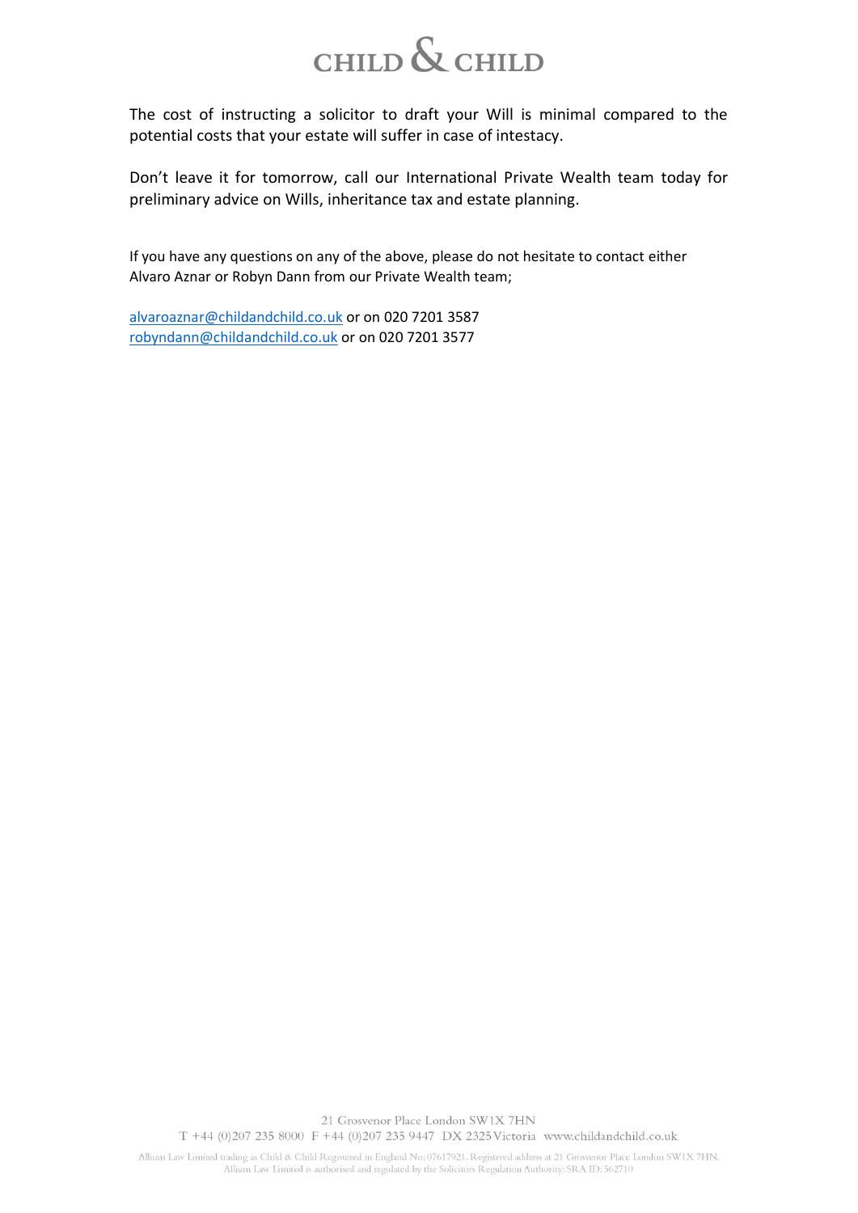The cost of instructing a solicitor to draft your Will is minimal compared to the potential costs that your estate will suffer in case of intestacy.

Don't leave it for tomorrow, call our International Private Wealth team today for preliminary advice on Wills, inheritance tax and estate planning.

If you have any questions on any of the above, please do not hesitate to contact either Alvaro Aznar or Robyn Dann from our Private Wealth team;

alvaroaznar@childandchild.co.uk or on 020 7201 3587
robyndann@childandchild.co.uk or on 020 7201 3577